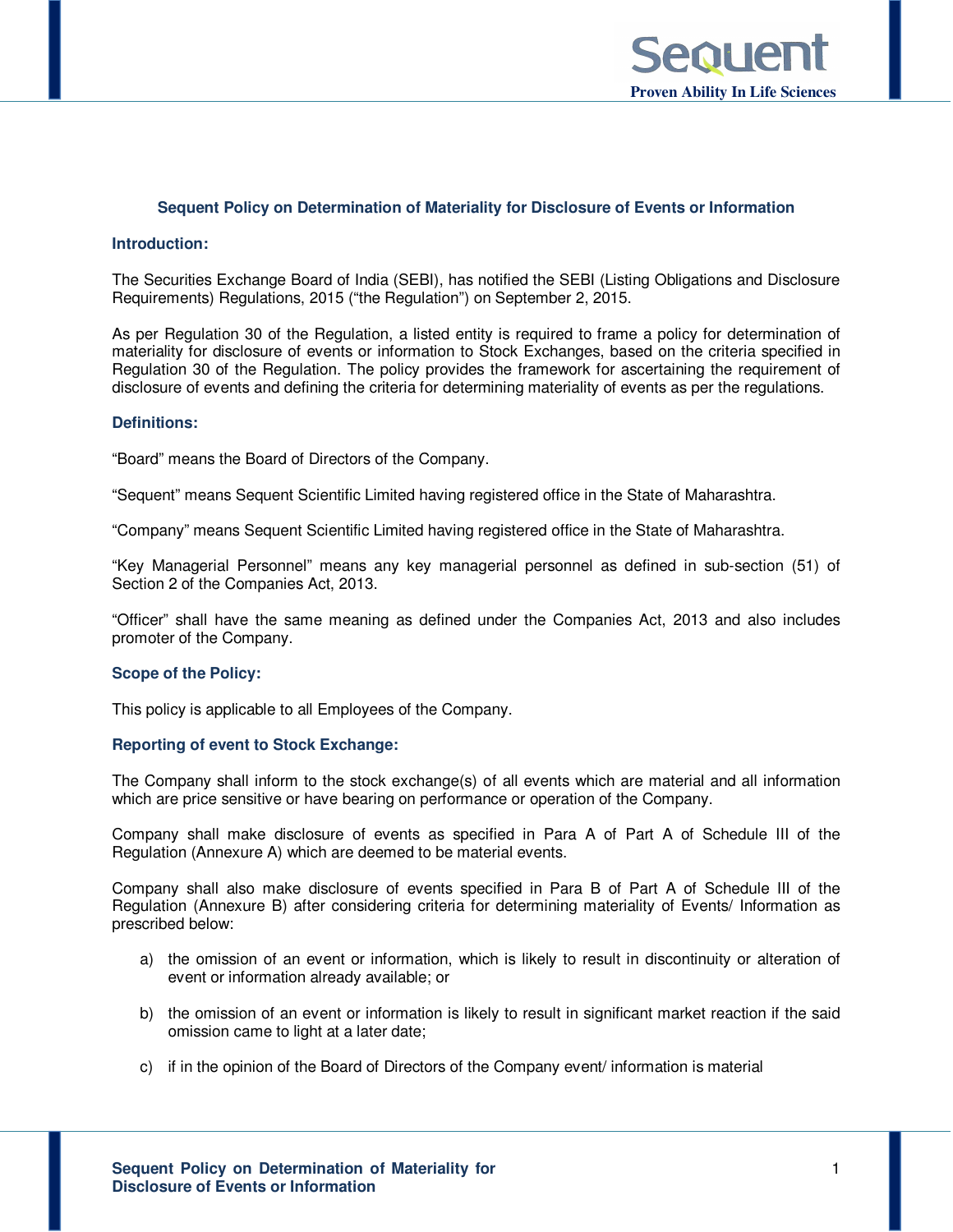# Sequent Policy on Determination of Materiality for Disclosure of Events or Information

## Introduction:

The Securities Exchange Board of India (SEBI), has notified the SEBI (Listing Obligations and Disclosure Requirements) Regulations, 2015 ("the Regulation") on September 2, 2015.

As per Regulation 30 of the Regulation, a listed entity is required to frame a policy for determination of materiality for disclosure of events or information to Stock Exchanges, based on the criteria specified in Regulation 30 of the Regulation. The policy provides the framework for ascertaining the requirement of disclosure of events and defining the criteria for determining materiality of events as per the regulations.

## Definitions:

"Board" means the Board of Directors of the Company.

"Sequent" means Sequent Scientific Limited having registered office in the State of Maharashtra.

"Company" means Sequent Scientific Limited having registered office in the State of Maharashtra.

"Key Managerial Personnel" means any key managerial personnel as defined in sub-section (51) of Section 2 of the Companies Act, 2013.

"Officer" shall have the same meaning as defined under the Companies Act, 2013 and also includes promoter of the Company.

## Scope of the Policy:

This policy is applicable to all Employees of the Company.

## Reporting of event to Stock Exchange:

The Company shall inform to the stock exchange(s) of all events which are material and all information which are price sensitive or have bearing on performance or operation of the Company.

Company shall make disclosure of events as specified in Para A of Part A of Schedule III of the Regulation (Annexure A) which are deemed to be material events.

Company shall also make disclosure of events specified in Para B of Part A of Schedule III of the Regulation (Annexure B) after considering criteria for determining materiality of Events/ Information as prescribed below:

a) the omission of an event or information, which is likely to result in discontinuity or alteration of event or information already available; or

b) the omission of an event or information is likely to result in significant market reaction if the said omission came to light at a later date;

c) if in the opinion of the Board of Directors of the Company event/ information is material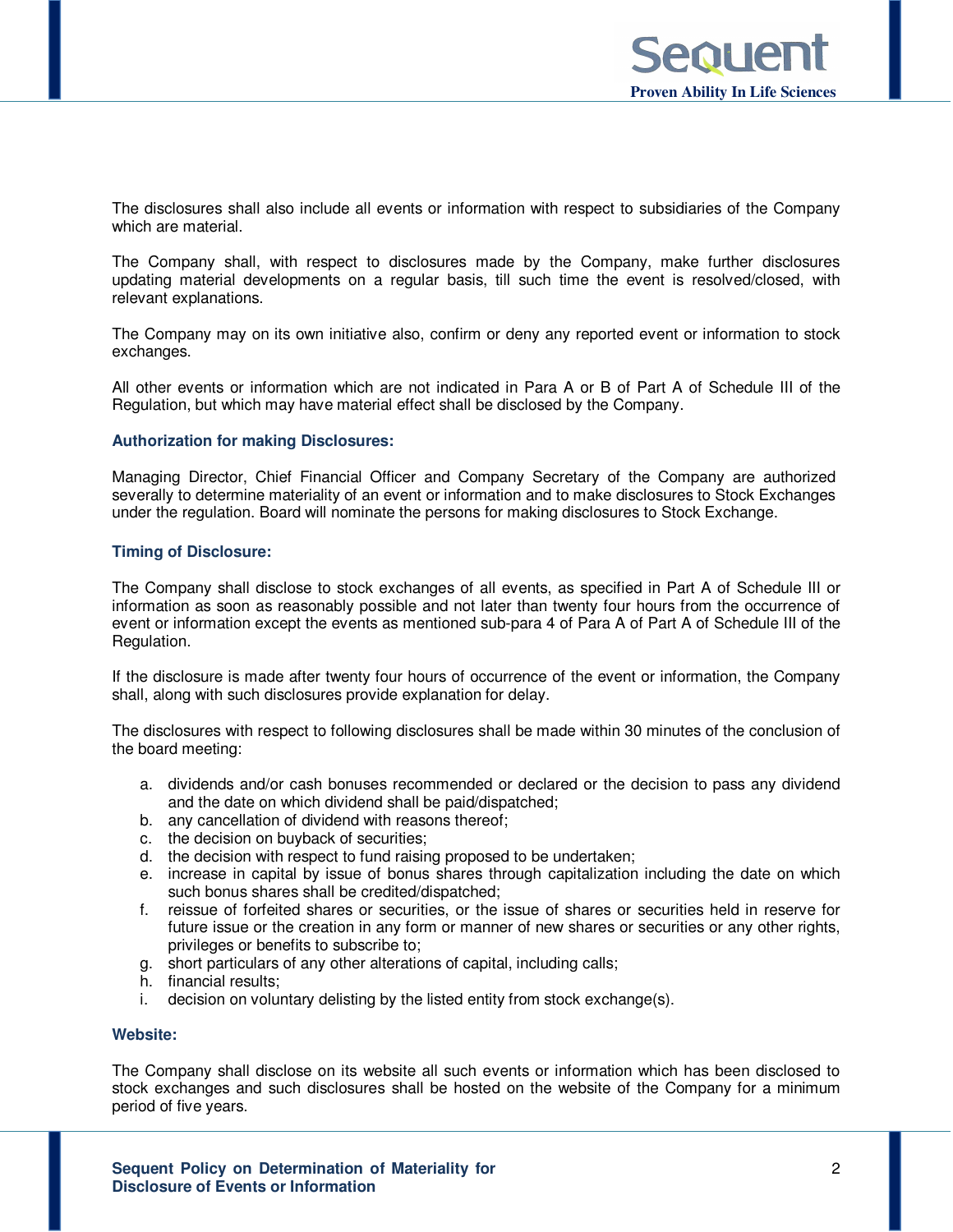The disclosures shall also include all events or information with respect to subsidiaries of the Company which are material.

The Company shall, with respect to disclosures made by the Company, make further disclosures updating material developments on a regular basis, till such time the event is resolved/closed, with relevant explanations.

The Company may on its own initiative also, confirm or deny any reported event or information to stock exchanges.

All other events or information which are not indicated in Para A or B of Part A of Schedule III of the Regulation, but which may have material effect shall be disclosed by the Company.

### Authorization for making Disclosures:

Managing Director, Chief Financial Officer and Company Secretary of the Company are authorized severally to determine materiality of an event or information and to make disclosures to Stock Exchanges under the regulation. Board will nominate the persons for making disclosures to Stock Exchange.

### Timing of Disclosure:

The Company shall disclose to stock exchanges of all events, as specified in Part A of Schedule III or information as soon as reasonably possible and not later than twenty four hours from the occurrence of event or information except the events as mentioned sub-para 4 of Para A of Part A of Schedule III of the Regulation.

If the disclosure is made after twenty four hours of occurrence of the event or information, the Company shall, along with such disclosures provide explanation for delay.

The disclosures with respect to following disclosures shall be made within 30 minutes of the conclusion of the board meeting:

a. dividends and/or cash bonuses recommended or declared or the decision to pass any dividend and the date on which dividend shall be paid/dispatched;
b. any cancellation of dividend with reasons thereof;
c. the decision on buyback of securities;
d. the decision with respect to fund raising proposed to be undertaken;
e. increase in capital by issue of bonus shares through capitalization including the date on which such bonus shares shall be credited/dispatched;
f. reissue of forfeited shares or securities, or the issue of shares or securities held in reserve for future issue or the creation in any form or manner of new shares or securities or any other rights, privileges or benefits to subscribe to;
g. short particulars of any other alterations of capital, including calls;
h. financial results;
i. decision on voluntary delisting by the listed entity from stock exchange(s).

### Website:

The Company shall disclose on its website all such events or information which has been disclosed to stock exchanges and such disclosures shall be hosted on the website of the Company for a minimum period of five years.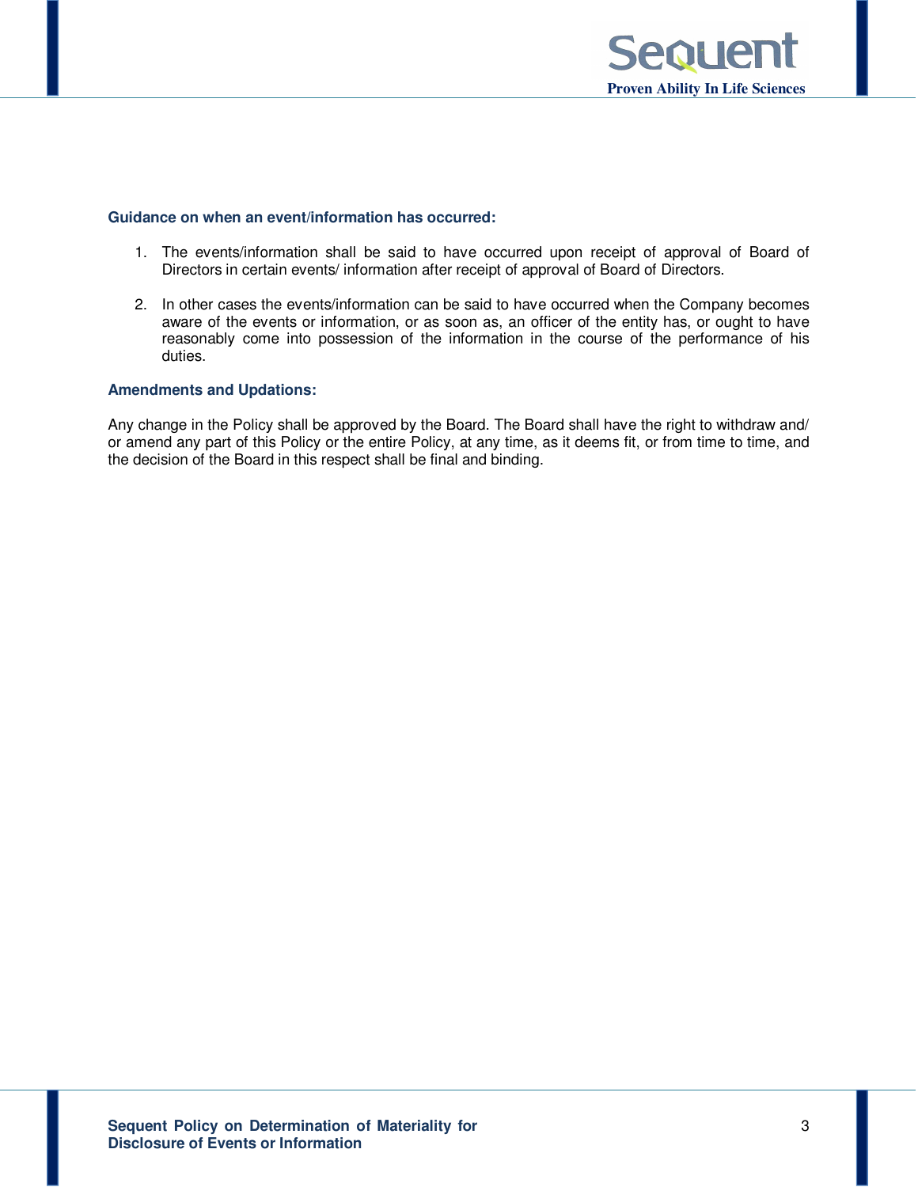### Guidance on when an event/information has occurred:

1. The events/information shall be said to have occurred upon receipt of approval of Board of Directors in certain events/ information after receipt of approval of Board of Directors.

2. In other cases the events/information can be said to have occurred when the Company becomes aware of the events or information, or as soon as, an officer of the entity has, or ought to have reasonably come into possession of the information in the course of the performance of his duties.

### Amendments and Updations:

Any change in the Policy shall be approved by the Board. The Board shall have the right to withdraw and/ or amend any part of this Policy or the entire Policy, at any time, as it deems fit, or from time to time, and the decision of the Board in this respect shall be final and binding.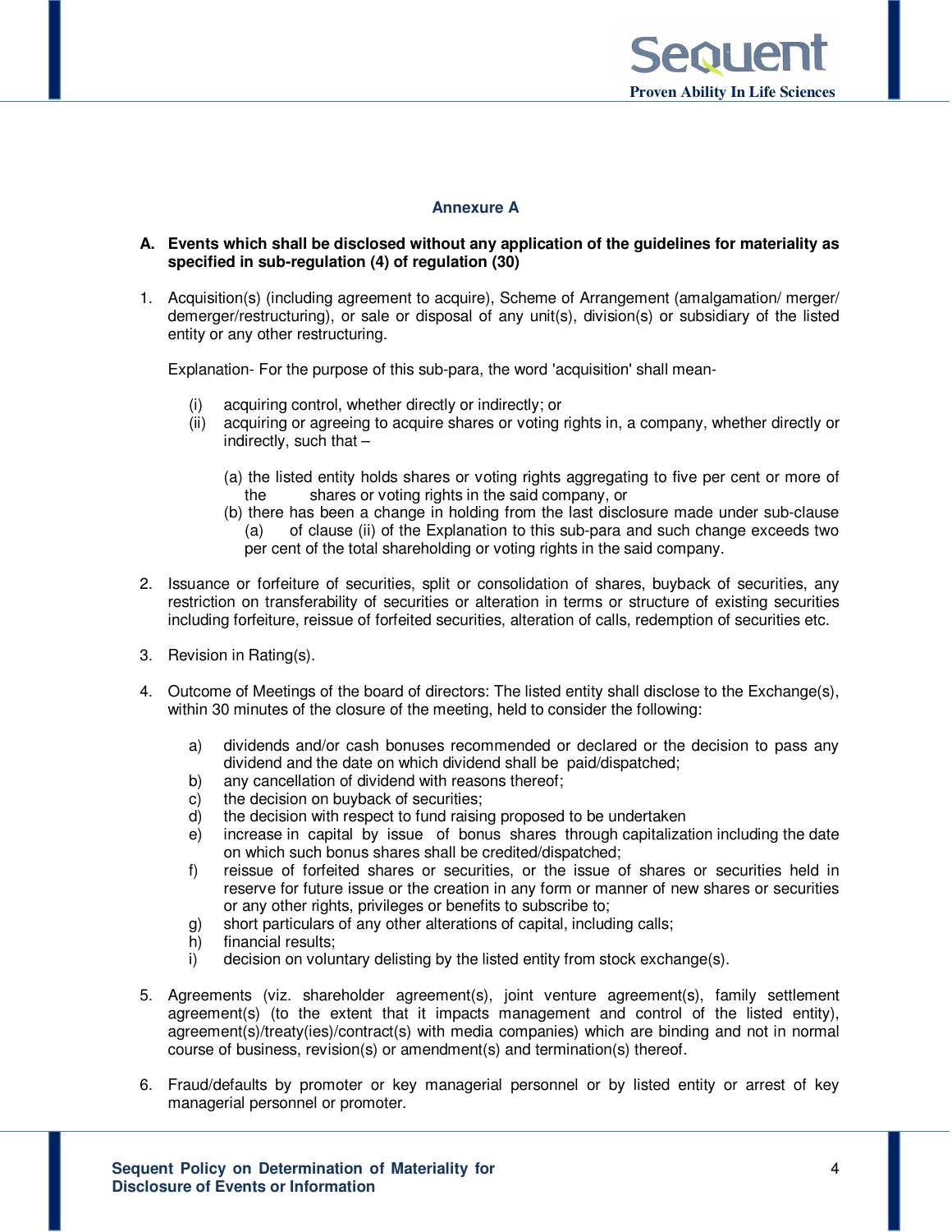## Annexure A

**A. Events which shall be disclosed without any application of the guidelines for materiality as specified in sub-regulation (4) of regulation (30)**

1. Acquisition(s) (including agreement to acquire), Scheme of Arrangement (amalgamation/ merger/ demerger/restructuring), or sale or disposal of any unit(s), division(s) or subsidiary of the listed entity or any other restructuring.

   Explanation- For the purpose of this sub-para, the word 'acquisition' shall mean-

   (i) acquiring control, whether directly or indirectly; or
   (ii) acquiring or agreeing to acquire shares or voting rights in, a company, whether directly or indirectly, such that –

   (a) the listed entity holds shares or voting rights aggregating to five per cent or more of the shares or voting rights in the said company, or
   (b) there has been a change in holding from the last disclosure made under sub-clause (a) of clause (ii) of the Explanation to this sub-para and such change exceeds two per cent of the total shareholding or voting rights in the said company.

2. Issuance or forfeiture of securities, split or consolidation of shares, buyback of securities, any restriction on transferability of securities or alteration in terms or structure of existing securities including forfeiture, reissue of forfeited securities, alteration of calls, redemption of securities etc.

3. Revision in Rating(s).

4. Outcome of Meetings of the board of directors: The listed entity shall disclose to the Exchange(s), within 30 minutes of the closure of the meeting, held to consider the following:

   a) dividends and/or cash bonuses recommended or declared or the decision to pass any dividend and the date on which dividend shall be paid/dispatched;
   b) any cancellation of dividend with reasons thereof;
   c) the decision on buyback of securities;
   d) the decision with respect to fund raising proposed to be undertaken
   e) increase in capital by issue of bonus shares through capitalization including the date on which such bonus shares shall be credited/dispatched;
   f) reissue of forfeited shares or securities, or the issue of shares or securities held in reserve for future issue or the creation in any form or manner of new shares or securities or any other rights, privileges or benefits to subscribe to;
   g) short particulars of any other alterations of capital, including calls;
   h) financial results;
   i) decision on voluntary delisting by the listed entity from stock exchange(s).

5. Agreements (viz. shareholder agreement(s), joint venture agreement(s), family settlement agreement(s) (to the extent that it impacts management and control of the listed entity), agreement(s)/treaty(ies)/contract(s) with media companies) which are binding and not in normal course of business, revision(s) or amendment(s) and termination(s) thereof.

6. Fraud/defaults by promoter or key managerial personnel or by listed entity or arrest of key managerial personnel or promoter.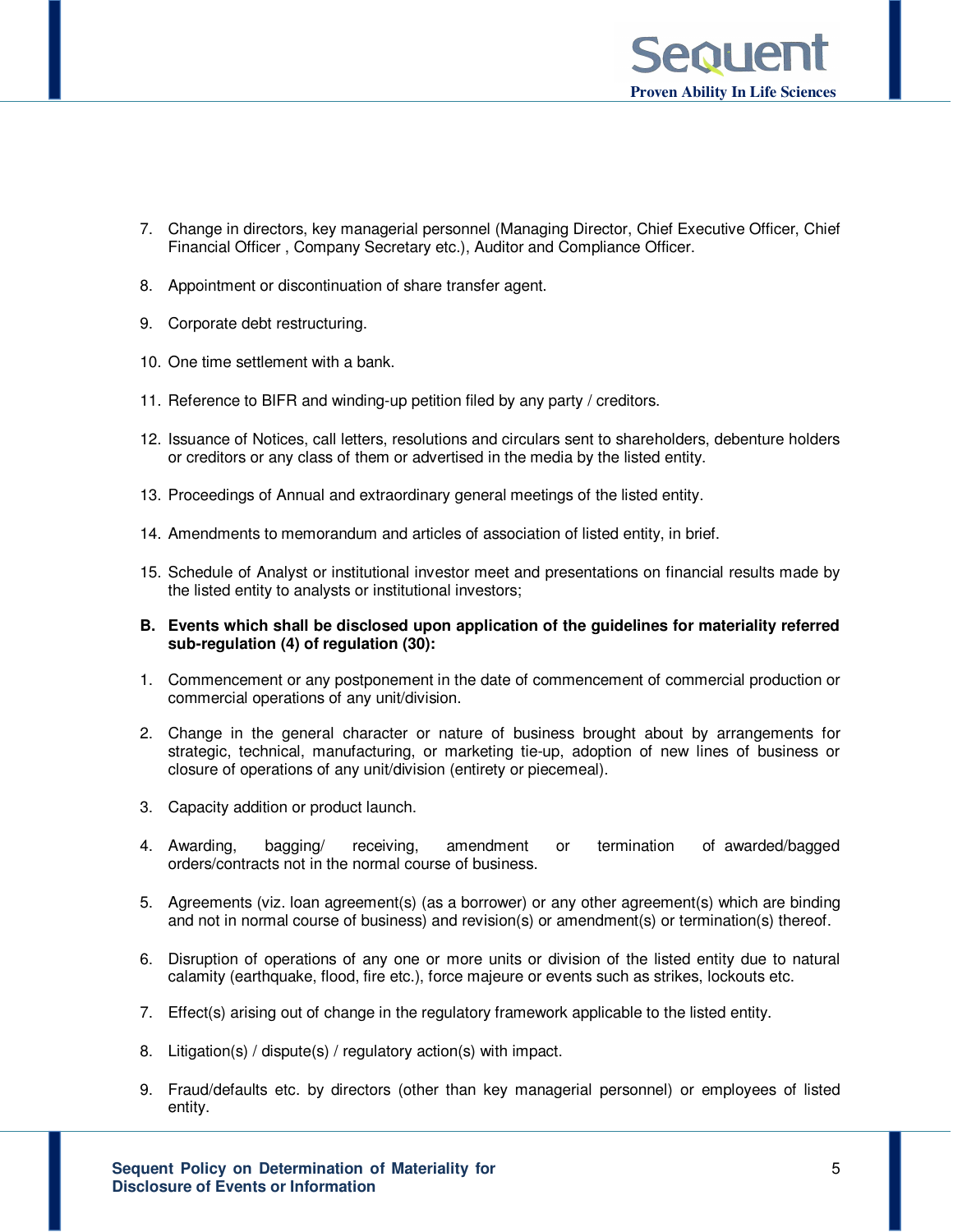7. Change in directors, key managerial personnel (Managing Director, Chief Executive Officer, Chief Financial Officer , Company Secretary etc.), Auditor and Compliance Officer.

8. Appointment or discontinuation of share transfer agent.

9. Corporate debt restructuring.

10. One time settlement with a bank.

11. Reference to BIFR and winding-up petition filed by any party / creditors.

12. Issuance of Notices, call letters, resolutions and circulars sent to shareholders, debenture holders or creditors or any class of them or advertised in the media by the listed entity.

13. Proceedings of Annual and extraordinary general meetings of the listed entity.

14. Amendments to memorandum and articles of association of listed entity, in brief.

15. Schedule of Analyst or institutional investor meet and presentations on financial results made by the listed entity to analysts or institutional investors;

**B. Events which shall be disclosed upon application of the guidelines for materiality referred sub-regulation (4) of regulation (30):**

1. Commencement or any postponement in the date of commencement of commercial production or commercial operations of any unit/division.

2. Change in the general character or nature of business brought about by arrangements for strategic, technical, manufacturing, or marketing tie-up, adoption of new lines of business or closure of operations of any unit/division (entirety or piecemeal).

3. Capacity addition or product launch.

4. Awarding, bagging/ receiving, amendment or termination of awarded/bagged orders/contracts not in the normal course of business.

5. Agreements (viz. loan agreement(s) (as a borrower) or any other agreement(s) which are binding and not in normal course of business) and revision(s) or amendment(s) or termination(s) thereof.

6. Disruption of operations of any one or more units or division of the listed entity due to natural calamity (earthquake, flood, fire etc.), force majeure or events such as strikes, lockouts etc.

7. Effect(s) arising out of change in the regulatory framework applicable to the listed entity.

8. Litigation(s) / dispute(s) / regulatory action(s) with impact.

9. Fraud/defaults etc. by directors (other than key managerial personnel) or employees of listed entity.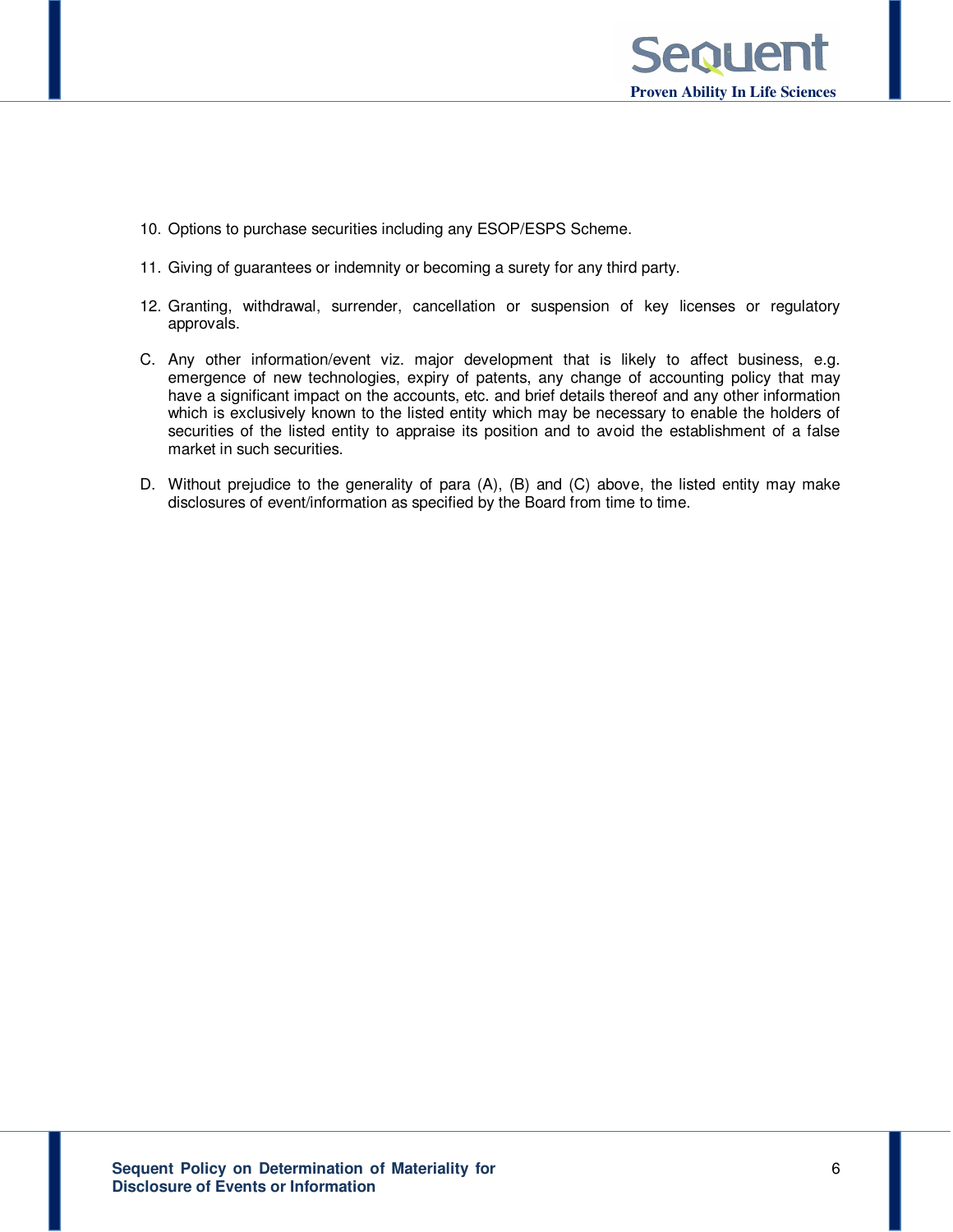10. Options to purchase securities including any ESOP/ESPS Scheme.

11. Giving of guarantees or indemnity or becoming a surety for any third party.

12. Granting, withdrawal, surrender, cancellation or suspension of key licenses or regulatory approvals.

C. Any other information/event viz. major development that is likely to affect business, e.g. emergence of new technologies, expiry of patents, any change of accounting policy that may have a significant impact on the accounts, etc. and brief details thereof and any other information which is exclusively known to the listed entity which may be necessary to enable the holders of securities of the listed entity to appraise its position and to avoid the establishment of a false market in such securities.

D. Without prejudice to the generality of para (A), (B) and (C) above, the listed entity may make disclosures of event/information as specified by the Board from time to time.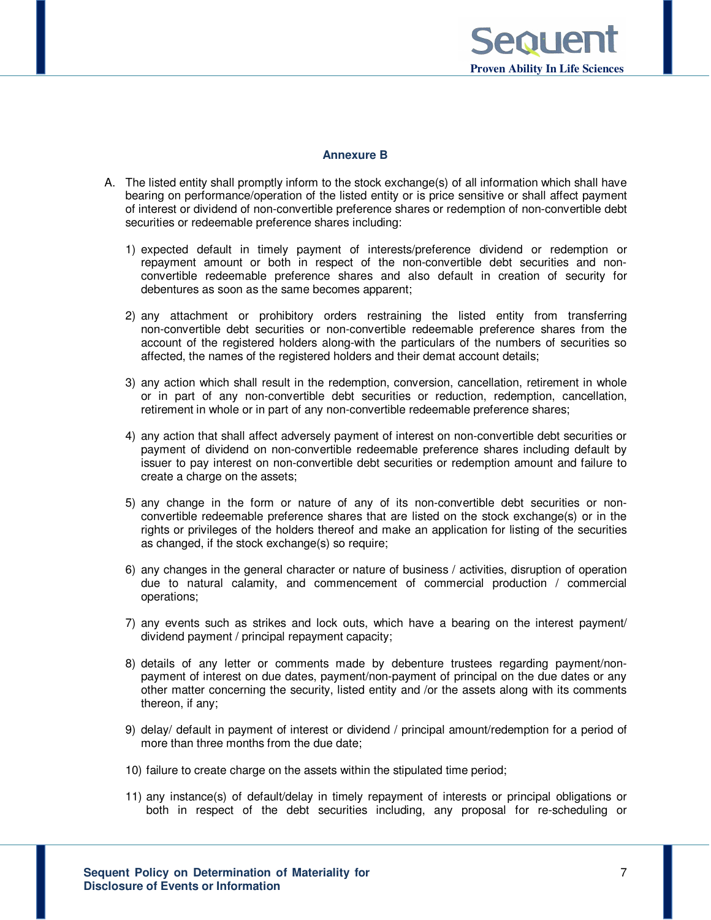## Annexure B

A. The listed entity shall promptly inform to the stock exchange(s) of all information which shall have bearing on performance/operation of the listed entity or is price sensitive or shall affect payment of interest or dividend of non-convertible preference shares or redemption of non-convertible debt securities or redeemable preference shares including:

1) expected default in timely payment of interests/preference dividend or redemption or repayment amount or both in respect of the non-convertible debt securities and non-convertible redeemable preference shares and also default in creation of security for debentures as soon as the same becomes apparent;

2) any attachment or prohibitory orders restraining the listed entity from transferring non-convertible debt securities or non-convertible redeemable preference shares from the account of the registered holders along-with the particulars of the numbers of securities so affected, the names of the registered holders and their demat account details;

3) any action which shall result in the redemption, conversion, cancellation, retirement in whole or in part of any non-convertible debt securities or reduction, redemption, cancellation, retirement in whole or in part of any non-convertible redeemable preference shares;

4) any action that shall affect adversely payment of interest on non-convertible debt securities or payment of dividend on non-convertible redeemable preference shares including default by issuer to pay interest on non-convertible debt securities or redemption amount and failure to create a charge on the assets;

5) any change in the form or nature of any of its non-convertible debt securities or non-convertible redeemable preference shares that are listed on the stock exchange(s) or in the rights or privileges of the holders thereof and make an application for listing of the securities as changed, if the stock exchange(s) so require;

6) any changes in the general character or nature of business / activities, disruption of operation due to natural calamity, and commencement of commercial production / commercial operations;

7) any events such as strikes and lock outs, which have a bearing on the interest payment/ dividend payment / principal repayment capacity;

8) details of any letter or comments made by debenture trustees regarding payment/non-payment of interest on due dates, payment/non-payment of principal on the due dates or any other matter concerning the security, listed entity and /or the assets along with its comments thereon, if any;

9) delay/ default in payment of interest or dividend / principal amount/redemption for a period of more than three months from the due date;

10) failure to create charge on the assets within the stipulated time period;

11) any instance(s) of default/delay in timely repayment of interests or principal obligations or both in respect of the debt securities including, any proposal for re-scheduling or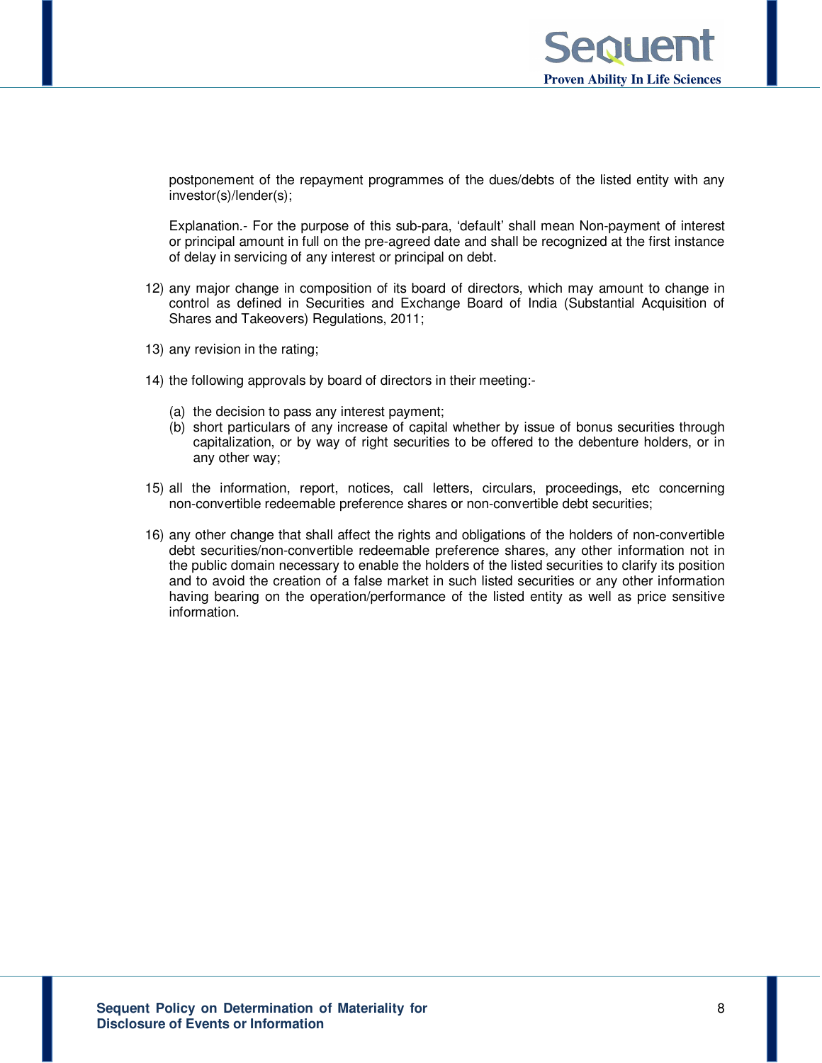postponement of the repayment programmes of the dues/debts of the listed entity with any investor(s)/lender(s);

Explanation.- For the purpose of this sub-para, 'default' shall mean Non-payment of interest or principal amount in full on the pre-agreed date and shall be recognized at the first instance of delay in servicing of any interest or principal on debt.

12) any major change in composition of its board of directors, which may amount to change in control as defined in Securities and Exchange Board of India (Substantial Acquisition of Shares and Takeovers) Regulations, 2011;

13) any revision in the rating;

14) the following approvals by board of directors in their meeting:-

    (a) the decision to pass any interest payment;
    (b) short particulars of any increase of capital whether by issue of bonus securities through capitalization, or by way of right securities to be offered to the debenture holders, or in any other way;

15) all the information, report, notices, call letters, circulars, proceedings, etc concerning non-convertible redeemable preference shares or non-convertible debt securities;

16) any other change that shall affect the rights and obligations of the holders of non-convertible debt securities/non-convertible redeemable preference shares, any other information not in the public domain necessary to enable the holders of the listed securities to clarify its position and to avoid the creation of a false market in such listed securities or any other information having bearing on the operation/performance of the listed entity as well as price sensitive information.